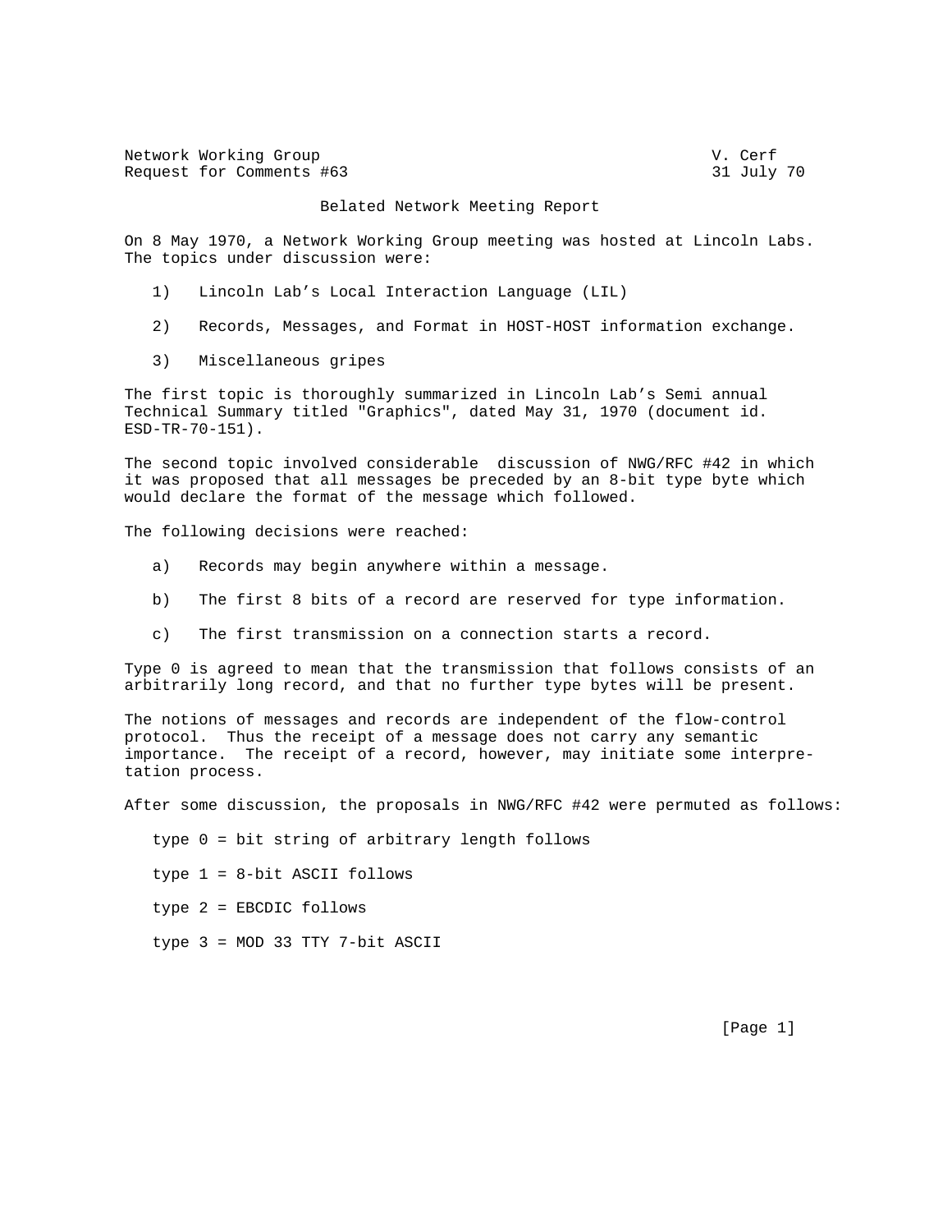Network Working Group V. Cerf
Request for Comments #63 31 July 70

# Belated Network Meeting Report

On 8 May 1970, a Network Working Group meeting was hosted at Lincoln Labs. The topics under discussion were:

1) Lincoln Lab's Local Interaction Language (LIL)

2) Records, Messages, and Format in HOST-HOST information exchange.

3) Miscellaneous gripes

The first topic is thoroughly summarized in Lincoln Lab's Semi annual Technical Summary titled "Graphics", dated May 31, 1970 (document id. ESD-TR-70-151).

The second topic involved considerable discussion of NWG/RFC #42 in which it was proposed that all messages be preceded by an 8-bit type byte which would declare the format of the message which followed.

The following decisions were reached:

a) Records may begin anywhere within a message.

b) The first 8 bits of a record are reserved for type information.

c) The first transmission on a connection starts a record.

Type 0 is agreed to mean that the transmission that follows consists of an arbitrarily long record, and that no further type bytes will be present.

The notions of messages and records are independent of the flow-control protocol. Thus the receipt of a message does not carry any semantic importance. The receipt of a record, however, may initiate some interpretation process.

After some discussion, the proposals in NWG/RFC #42 were permuted as follows:

type 0 = bit string of arbitrary length follows

type 1 = 8-bit ASCII follows

type 2 = EBCDIC follows

type 3 = MOD 33 TTY 7-bit ASCII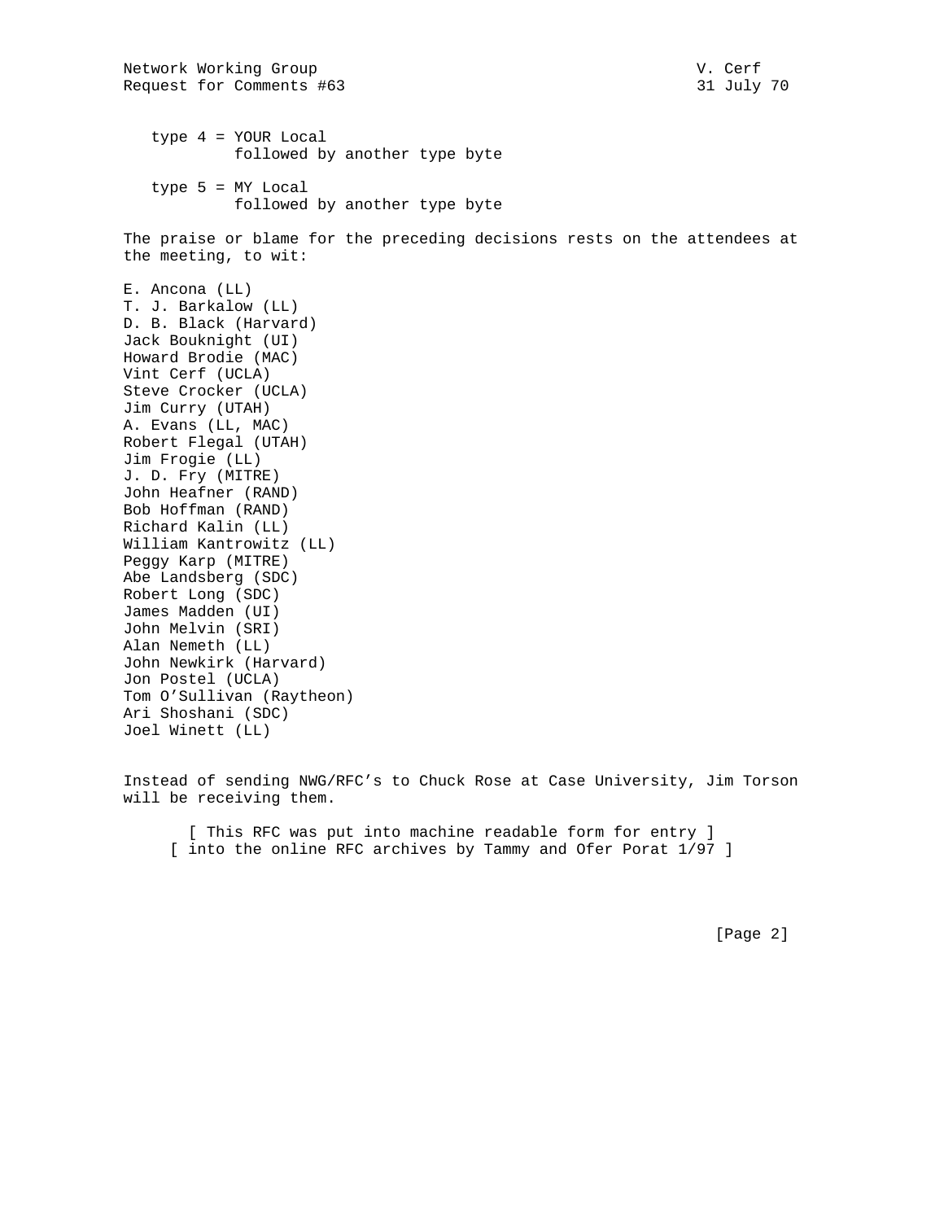type 4 = YOUR Local
followed by another type byte

type 5 = MY Local
followed by another type byte

The praise or blame for the preceding decisions rests on the attendees at the meeting, to wit:

E. Ancona (LL)
T. J. Barkalow (LL)
D. B. Black (Harvard)
Jack Bouknight (UI)
Howard Brodie (MAC)
Vint Cerf (UCLA)
Steve Crocker (UCLA)
Jim Curry (UTAH)
A. Evans (LL, MAC)
Robert Flegal (UTAH)
Jim Frogie (LL)
J. D. Fry (MITRE)
John Heafner (RAND)
Bob Hoffman (RAND)
Richard Kalin (LL)
William Kantrowitz (LL)
Peggy Karp (MITRE)
Abe Landsberg (SDC)
Robert Long (SDC)
James Madden (UI)
John Melvin (SRI)
Alan Nemeth (LL)
John Newkirk (Harvard)
Jon Postel (UCLA)
Tom O'Sullivan (Raytheon)
Ari Shoshani (SDC)
Joel Winett (LL)

Instead of sending NWG/RFC's to Chuck Rose at Case University, Jim Torson will be receiving them.

[ This RFC was put into machine readable form for entry ]
[ into the online RFC archives by Tammy and Ofer Porat 1/97 ]